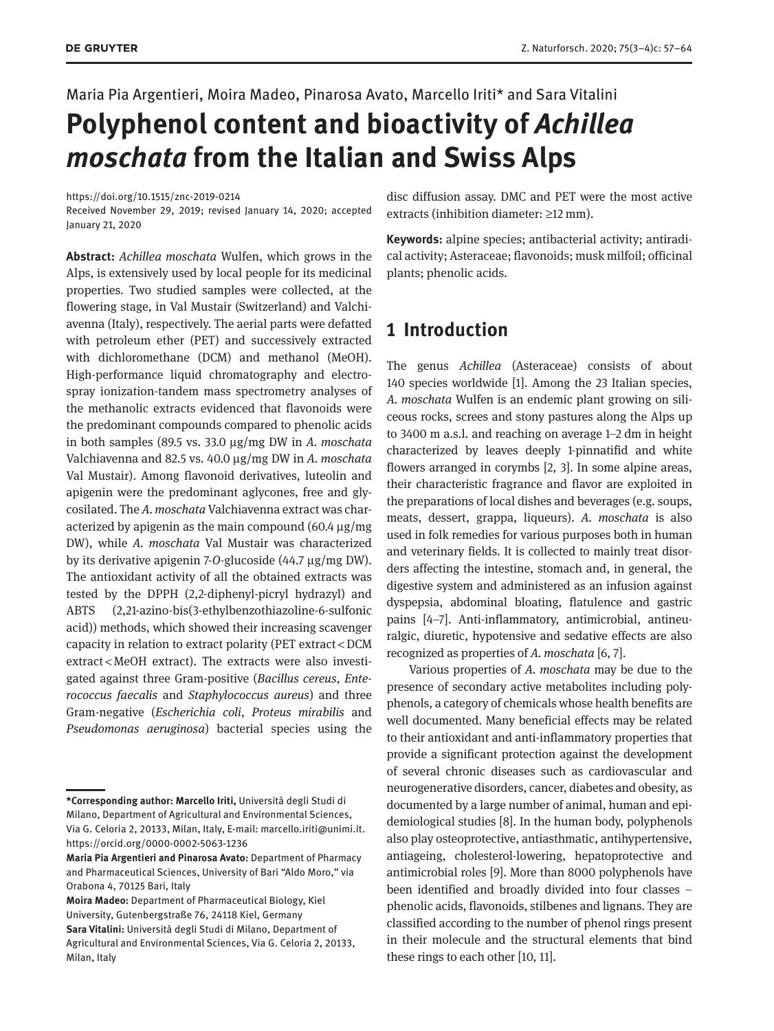Maria Pia Argentieri, Moira Madeo, Pinarosa Avato, Marcello Iriti* and Sara Vitalini

# Polyphenol content and bioactivity of *Achillea moschata* from the Italian and Swiss Alps

https://doi.org/10.1515/znc-2019-0214
Received November 29, 2019; revised January 14, 2020; accepted January 21, 2020

**Abstract:** *Achillea moschata* Wulfen, which grows in the Alps, is extensively used by local people for its medicinal properties. Two studied samples were collected, at the flowering stage, in Val Mustair (Switzerland) and Valchiavenna (Italy), respectively. The aerial parts were defatted with petroleum ether (PET) and successively extracted with dichloromethane (DCM) and methanol (MeOH). High-performance liquid chromatography and electrospray ionization-tandem mass spectrometry analyses of the methanolic extracts evidenced that flavonoids were the predominant compounds compared to phenolic acids in both samples (89.5 vs. 33.0 μg/mg DW in *A. moschata* Valchiavenna and 82.5 vs. 40.0 μg/mg DW in *A. moschata* Val Mustair). Among flavonoid derivatives, luteolin and apigenin were the predominant aglycones, free and glycosilated. The *A. moschata* Valchiavenna extract was characterized by apigenin as the main compound (60.4 μg/mg DW), while *A. moschata* Val Mustair was characterized by its derivative apigenin 7-*O*-glucoside (44.7 μg/mg DW). The antioxidant activity of all the obtained extracts was tested by the DPPH (2,2-diphenyl-picryl hydrazyl) and ABTS (2,21-azino-bis(3-ethylbenzothiazoline-6-sulfonic acid)) methods, which showed their increasing scavenger capacity in relation to extract polarity (PET extract < DCM extract < MeOH extract). The extracts were also investigated against three Gram-positive (*Bacillus cereus*, *Enterococcus faecalis* and *Staphylococcus aureus*) and three Gram-negative (*Escherichia coli*, *Proteus mirabilis* and *Pseudomonas aeruginosa*) bacterial species using the disc diffusion assay. DMC and PET were the most active extracts (inhibition diameter: ≥12 mm).

**Keywords:** alpine species; antibacterial activity; antiradical activity; Asteraceae; flavonoids; musk milfoil; officinal plants; phenolic acids.

## 1 Introduction

The genus *Achillea* (Asteraceae) consists of about 140 species worldwide [1]. Among the 23 Italian species, *A. moschata* Wulfen is an endemic plant growing on siliceous rocks, screes and stony pastures along the Alps up to 3400 m a.s.l. and reaching on average 1–2 dm in height characterized by leaves deeply 1-pinnatifid and white flowers arranged in corymbs [2, 3]. In some alpine areas, their characteristic fragrance and flavor are exploited in the preparations of local dishes and beverages (e.g. soups, meats, dessert, grappa, liqueurs). *A. moschata* is also used in folk remedies for various purposes both in human and veterinary fields. It is collected to mainly treat disorders affecting the intestine, stomach and, in general, the digestive system and administered as an infusion against dyspepsia, abdominal bloating, flatulence and gastric pains [4–7]. Anti-inflammatory, antimicrobial, antineuralgic, diuretic, hypotensive and sedative effects are also recognized as properties of *A. moschata* [6, 7].

Various properties of *A. moschata* may be due to the presence of secondary active metabolites including polyphenols, a category of chemicals whose health benefits are well documented. Many beneficial effects may be related to their antioxidant and anti-inflammatory properties that provide a significant protection against the development of several chronic diseases such as cardiovascular and neurogenerative disorders, cancer, diabetes and obesity, as documented by a large number of animal, human and epidemiological studies [8]. In the human body, polyphenols also play osteoprotective, antiasthmatic, antihypertensive, antiageing, cholesterol-lowering, hepatoprotective and antimicrobial roles [9]. More than 8000 polyphenols have been identified and broadly divided into four classes – phenolic acids, flavonoids, stilbenes and lignans. They are classified according to the number of phenol rings present in their molecule and the structural elements that bind these rings to each other [10, 11].

---

***Corresponding author: Marcello Iriti,** Università degli Studi di Milano, Department of Agricultural and Environmental Sciences, Via G. Celoria 2, 20133, Milan, Italy, E-mail: marcello.iriti@unimi.it. https://orcid.org/0000-0002-5063-1236

**Maria Pia Argentieri and Pinarosa Avato:** Department of Pharmacy and Pharmaceutical Sciences, University of Bari "Aldo Moro," via Orabona 4, 70125 Bari, Italy

**Moira Madeo:** Department of Pharmaceutical Biology, Kiel University, Gutenbergstraße 76, 24118 Kiel, Germany

**Sara Vitalini:** Università degli Studi di Milano, Department of Agricultural and Environmental Sciences, Via G. Celoria 2, 20133, Milan, Italy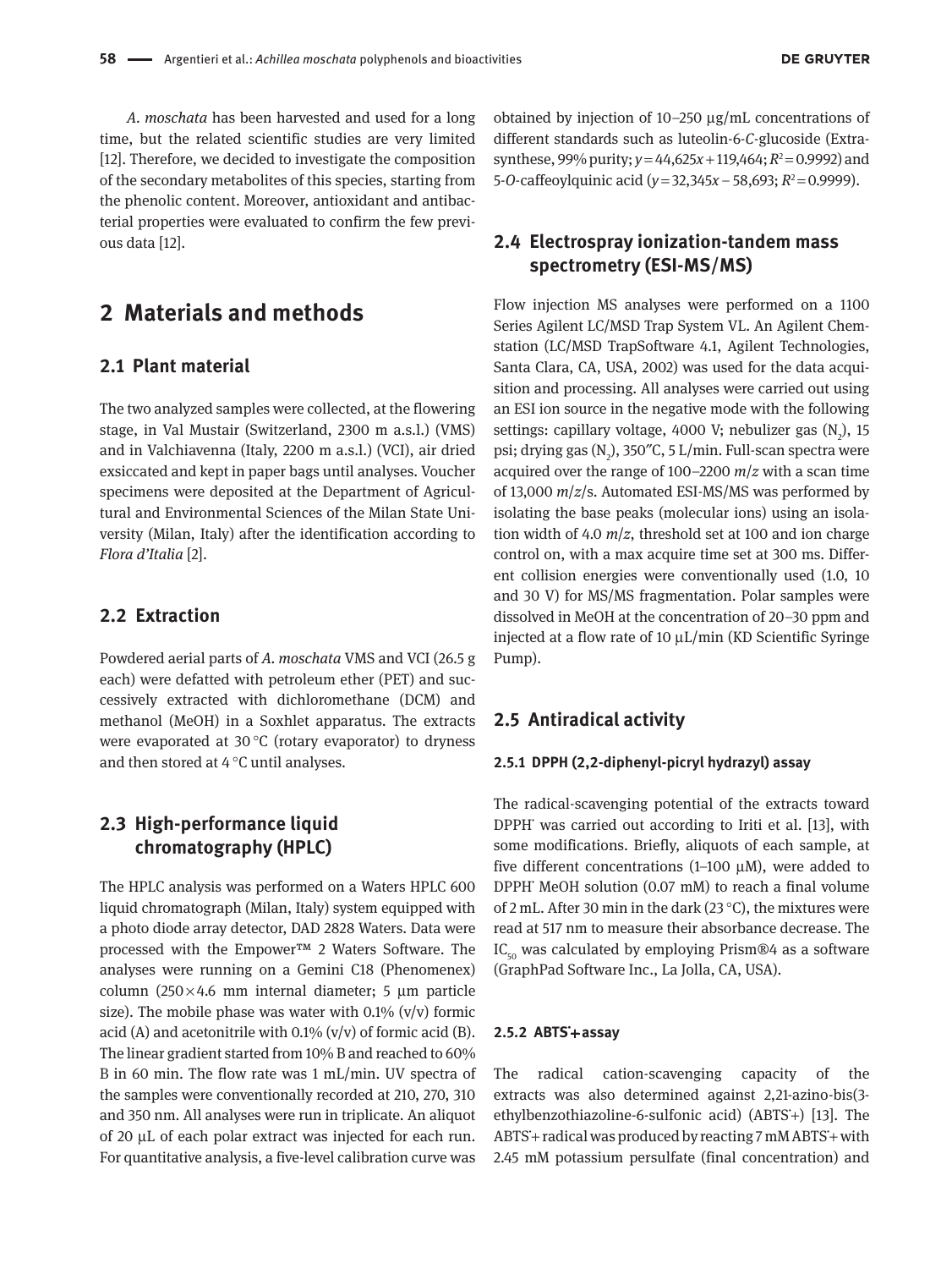*A. moschata* has been harvested and used for a long time, but the related scientific studies are very limited [12]. Therefore, we decided to investigate the composition of the secondary metabolites of this species, starting from the phenolic content. Moreover, antioxidant and antibacterial properties were evaluated to confirm the few previous data [12].

# 2 Materials and methods

## 2.1 Plant material

The two analyzed samples were collected, at the flowering stage, in Val Mustair (Switzerland, 2300 m a.s.l.) (VMS) and in Valchiavenna (Italy, 2200 m a.s.l.) (VCI), air dried exsiccated and kept in paper bags until analyses. Voucher specimens were deposited at the Department of Agricultural and Environmental Sciences of the Milan State University (Milan, Italy) after the identification according to *Flora d'Italia* [2].

## 2.2 Extraction

Powdered aerial parts of *A. moschata* VMS and VCI (26.5 g each) were defatted with petroleum ether (PET) and successively extracted with dichloromethane (DCM) and methanol (MeOH) in a Soxhlet apparatus. The extracts were evaporated at 30 °C (rotary evaporator) to dryness and then stored at 4 °C until analyses.

## 2.3 High-performance liquid chromatography (HPLC)

The HPLC analysis was performed on a Waters HPLC 600 liquid chromatograph (Milan, Italy) system equipped with a photo diode array detector, DAD 2828 Waters. Data were processed with the Empower™ 2 Waters Software. The analyses were running on a Gemini C18 (Phenomenex) column (250 × 4.6 mm internal diameter; 5 µm particle size). The mobile phase was water with 0.1% (v/v) formic acid (A) and acetonitrile with 0.1% (v/v) of formic acid (B). The linear gradient started from 10% B and reached to 60% B in 60 min. The flow rate was 1 mL/min. UV spectra of the samples were conventionally recorded at 210, 270, 310 and 350 nm. All analyses were run in triplicate. An aliquot of 20 µL of each polar extract was injected for each run. For quantitative analysis, a five-level calibration curve was obtained by injection of 10–250 µg/mL concentrations of different standards such as luteolin-6-*C*-glucoside (Extrasynthese, 99% purity; $y = 44{,}625x + 119{,}464$; $R^2 = 0.9992$) and 5-*O*-caffeoylquinic acid ($y = 32{,}345x - 58{,}693$; $R^2 = 0.9999$).

## 2.4 Electrospray ionization-tandem mass spectrometry (ESI-MS/MS)

Flow injection MS analyses were performed on a 1100 Series Agilent LC/MSD Trap System VL. An Agilent Chemstation (LC/MSD TrapSoftware 4.1, Agilent Technologies, Santa Clara, CA, USA, 2002) was used for the data acquisition and processing. All analyses were carried out using an ESI ion source in the negative mode with the following settings: capillary voltage, 4000 V; nebulizer gas ($N_2$), 15 psi; drying gas ($N_2$), 350″C, 5 L/min. Full-scan spectra were acquired over the range of 100–2200 *m*/*z* with a scan time of 13,000 *m*/*z*/s. Automated ESI-MS/MS was performed by isolating the base peaks (molecular ions) using an isolation width of 4.0 *m*/*z*, threshold set at 100 and ion charge control on, with a max acquire time set at 300 ms. Different collision energies were conventionally used (1.0, 10 and 30 V) for MS/MS fragmentation. Polar samples were dissolved in MeOH at the concentration of 20–30 ppm and injected at a flow rate of 10 µL/min (KD Scientific Syringe Pump).

## 2.5 Antiradical activity

### 2.5.1 DPPH (2,2-diphenyl-picryl hydrazyl) assay

The radical-scavenging potential of the extracts toward $DPPH^{\cdot}$ was carried out according to Iriti et al. [13], with some modifications. Briefly, aliquots of each sample, at five different concentrations (1–100 µM), were added to $DPPH^{\cdot}$ MeOH solution (0.07 mM) to reach a final volume of 2 mL. After 30 min in the dark (23 °C), the mixtures were read at 517 nm to measure their absorbance decrease. The $IC_{50}$ was calculated by employing Prism®4 as a software (GraphPad Software Inc., La Jolla, CA, USA).

### 2.5.2 $ABTS^{\cdot}+$ assay

The radical cation-scavenging capacity of the extracts was also determined against 2,21-azino-bis(3-ethylbenzothiazoline-6-sulfonic acid) ($ABTS^{\cdot}+$) [13]. The $ABTS^{\cdot}+$ radical was produced by reacting 7 mM $ABTS^{\cdot}+$ with 2.45 mM potassium persulfate (final concentration) and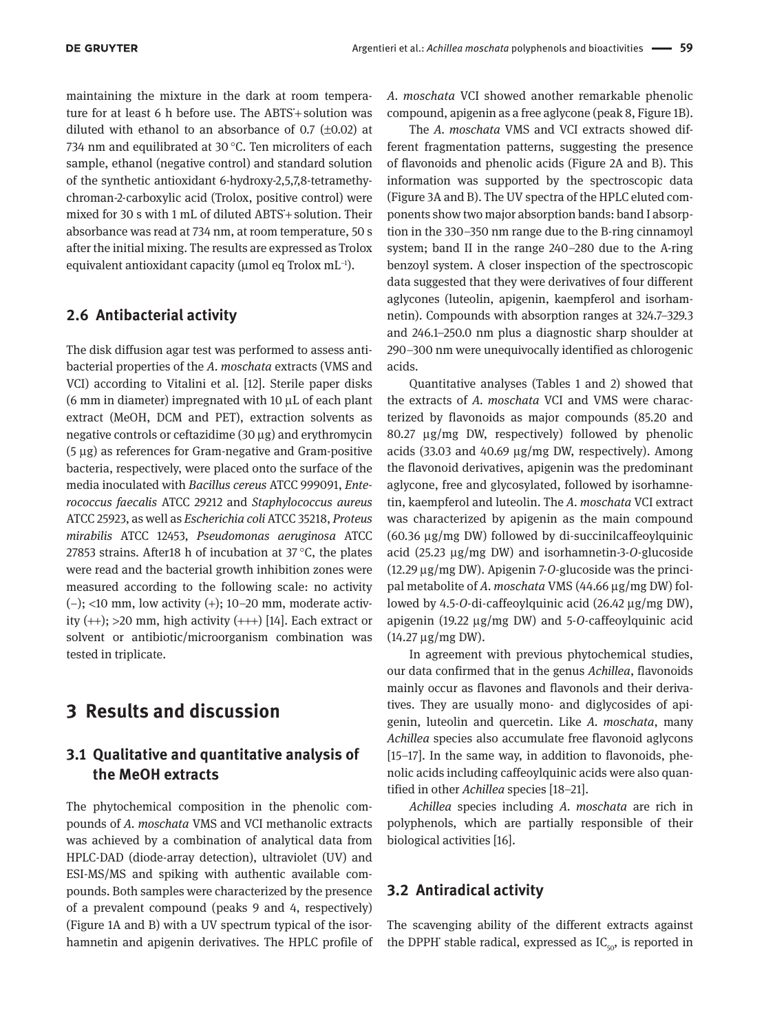maintaining the mixture in the dark at room temperature for at least 6 h before use. The ABTS˙+ solution was diluted with ethanol to an absorbance of 0.7 (±0.02) at 734 nm and equilibrated at 30 °C. Ten microliters of each sample, ethanol (negative control) and standard solution of the synthetic antioxidant 6-hydroxy-2,5,7,8-tetramethychroman-2-carboxylic acid (Trolox, positive control) were mixed for 30 s with 1 mL of diluted ABTS˙+ solution. Their absorbance was read at 734 nm, at room temperature, 50 s after the initial mixing. The results are expressed as Trolox equivalent antioxidant capacity (µmol eq Trolox $mL^{-1}$).

## 2.6 Antibacterial activity

The disk diffusion agar test was performed to assess antibacterial properties of the *A. moschata* extracts (VMS and VCI) according to Vitalini et al. [12]. Sterile paper disks (6 mm in diameter) impregnated with 10 µL of each plant extract (MeOH, DCM and PET), extraction solvents as negative controls or ceftazidime (30 µg) and erythromycin (5 µg) as references for Gram-negative and Gram-positive bacteria, respectively, were placed onto the surface of the media inoculated with *Bacillus cereus* ATCC 999091, *Enterococcus faecalis* ATCC 29212 and *Staphylococcus aureus* ATCC 25923, as well as *Escherichia coli* ATCC 35218, *Proteus mirabilis* ATCC 12453, *Pseudomonas aeruginosa* ATCC 27853 strains. After18 h of incubation at 37 °C, the plates were read and the bacterial growth inhibition zones were measured according to the following scale: no activity (–); <10 mm, low activity (+); 10–20 mm, moderate activity (++); >20 mm, high activity (+++) [14]. Each extract or solvent or antibiotic/microorganism combination was tested in triplicate.

# 3 Results and discussion

## 3.1 Qualitative and quantitative analysis of the MeOH extracts

The phytochemical composition in the phenolic compounds of *A. moschata* VMS and VCI methanolic extracts was achieved by a combination of analytical data from HPLC-DAD (diode-array detection), ultraviolet (UV) and ESI-MS/MS and spiking with authentic available compounds. Both samples were characterized by the presence of a prevalent compound (peaks 9 and 4, respectively) (Figure 1A and B) with a UV spectrum typical of the isorhamnetin and apigenin derivatives. The HPLC profile of *A. moschata* VCI showed another remarkable phenolic compound, apigenin as a free aglycone (peak 8, Figure 1B).

The *A. moschata* VMS and VCI extracts showed different fragmentation patterns, suggesting the presence of flavonoids and phenolic acids (Figure 2A and B). This information was supported by the spectroscopic data (Figure 3A and B). The UV spectra of the HPLC eluted components show two major absorption bands: band I absorption in the 330–350 nm range due to the B-ring cinnamoyl system; band II in the range 240–280 due to the A-ring benzoyl system. A closer inspection of the spectroscopic data suggested that they were derivatives of four different aglycones (luteolin, apigenin, kaempferol and isorhamnetin). Compounds with absorption ranges at 324.7–329.3 and 246.1–250.0 nm plus a diagnostic sharp shoulder at 290–300 nm were unequivocally identified as chlorogenic acids.

Quantitative analyses (Tables 1 and 2) showed that the extracts of *A. moschata* VCI and VMS were characterized by flavonoids as major compounds (85.20 and 80.27 µg/mg DW, respectively) followed by phenolic acids (33.03 and 40.69 µg/mg DW, respectively). Among the flavonoid derivatives, apigenin was the predominant aglycone, free and glycosylated, followed by isorhamnetin, kaempferol and luteolin. The *A. moschata* VCI extract was characterized by apigenin as the main compound (60.36 µg/mg DW) followed by di-succinilcaffeoylquinic acid (25.23 µg/mg DW) and isorhamnetin-3-*O*-glucoside (12.29 µg/mg DW). Apigenin 7-*O*-glucoside was the principal metabolite of *A. moschata* VMS (44.66 µg/mg DW) followed by 4.5-*O*-di-caffeoylquinic acid (26.42 µg/mg DW), apigenin (19.22 µg/mg DW) and 5-*O*-caffeoylquinic acid (14.27 µg/mg DW).

In agreement with previous phytochemical studies, our data confirmed that in the genus *Achillea*, flavonoids mainly occur as flavones and flavonols and their derivatives. They are usually mono- and diglycosides of apigenin, luteolin and quercetin. Like *A. moschata*, many *Achillea* species also accumulate free flavonoid aglycons [15–17]. In the same way, in addition to flavonoids, phenolic acids including caffeoylquinic acids were also quantified in other *Achillea* species [18–21].

*Achillea* species including *A. moschata* are rich in polyphenols, which are partially responsible of their biological activities [16].

## 3.2 Antiradical activity

The scavenging ability of the different extracts against the DPPH˙ stable radical, expressed as $IC_{50}$, is reported in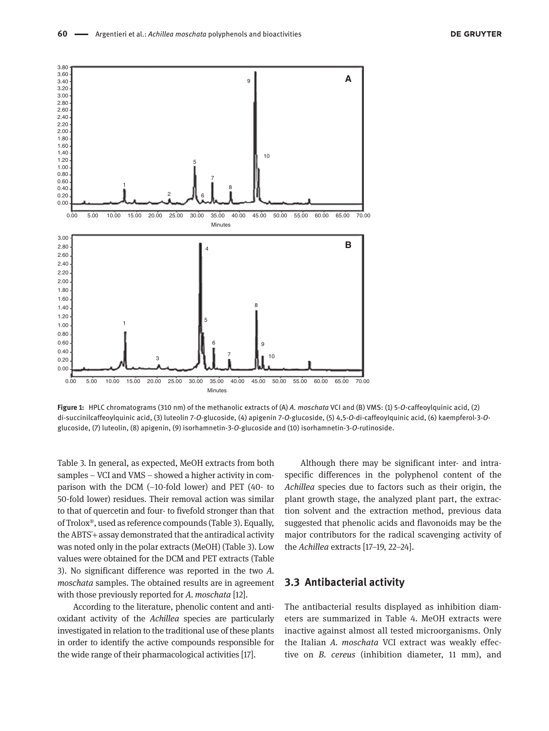Figure 1: HPLC chromatograms (310 nm) of the methanolic extracts of (A) *A. moschata* VCI and (B) VMS: (1) 5-*O*-caffeoylquinic acid, (2) di-succinilcaffeoylquinic acid, (3) luteolin 7-*O*-glucoside, (4) apigenin 7-*O*-glucoside, (5) 4,5-*O*-di-caffeoylquinic acid, (6) kaempferol-3-*O*-glucoside, (7) luteolin, (8) apigenin, (9) isorhamnetin-3-*O*-glucoside and (10) isorhamnetin-3-*O*-rutinoside.

Table 3. In general, as expected, MeOH extracts from both samples – VCI and VMS – showed a higher activity in comparison with the DCM (~10-fold lower) and PET (40- to 50-fold lower) residues. Their removal action was similar to that of quercetin and four- to fivefold stronger than that of Trolox®, used as reference compounds (Table 3). Equally, the ABTS˙+ assay demonstrated that the antiradical activity was noted only in the polar extracts (MeOH) (Table 3). Low values were obtained for the DCM and PET extracts (Table 3). No significant difference was reported in the two *A. moschata* samples. The obtained results are in agreement with those previously reported for *A. moschata* [12].

According to the literature, phenolic content and antioxidant activity of the *Achillea* species are particularly investigated in relation to the traditional use of these plants in order to identify the active compounds responsible for the wide range of their pharmacological activities [17].

Although there may be significant inter- and intraspecific differences in the polyphenol content of the *Achillea* species due to factors such as their origin, the plant growth stage, the analyzed plant part, the extraction solvent and the extraction method, previous data suggested that phenolic acids and flavonoids may be the major contributors for the radical scavenging activity of the *Achillea* extracts [17–19, 22–24].

## 3.3 Antibacterial activity

The antibacterial results displayed as inhibition diameters are summarized in Table 4. MeOH extracts were inactive against almost all tested microorganisms. Only the Italian *A. moschata* VCI extract was weakly effective on *B. cereus* (inhibition diameter, 11 mm), and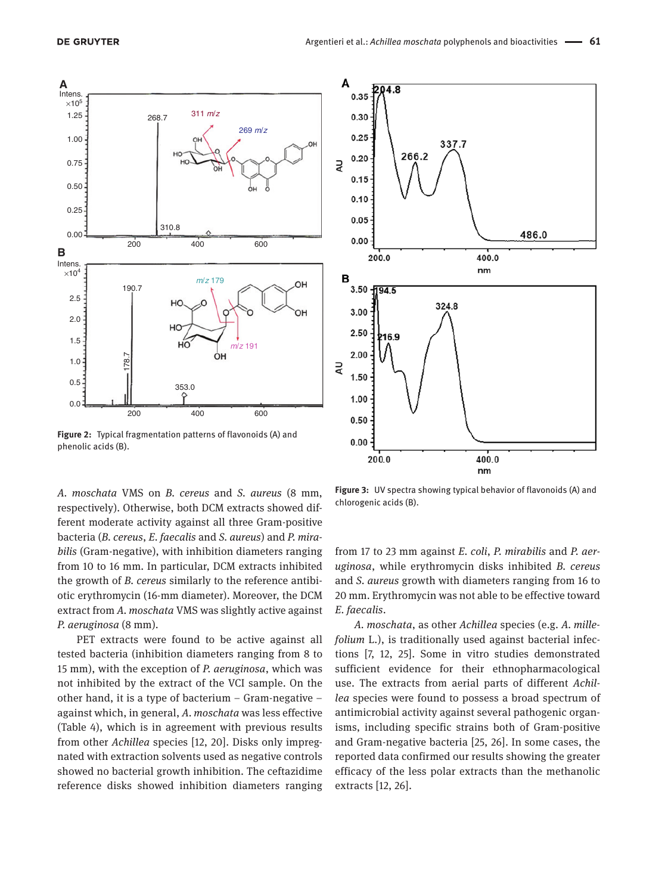**Figure 2:** Typical fragmentation patterns of flavonoids (A) and phenolic acids (B).

**Figure 3:** UV spectra showing typical behavior of flavonoids (A) and chlorogenic acids (B).

*A. moschata* VMS on *B. cereus* and *S. aureus* (8 mm, respectively). Otherwise, both DCM extracts showed different moderate activity against all three Gram-positive bacteria (*B. cereus*, *E. faecalis* and *S. aureus*) and *P. mirabilis* (Gram-negative), with inhibition diameters ranging from 10 to 16 mm. In particular, DCM extracts inhibited the growth of *B. cereus* similarly to the reference antibiotic erythromycin (16-mm diameter). Moreover, the DCM extract from *A. moschata* VMS was slightly active against *P. aeruginosa* (8 mm).

PET extracts were found to be active against all tested bacteria (inhibition diameters ranging from 8 to 15 mm), with the exception of *P. aeruginosa*, which was not inhibited by the extract of the VCI sample. On the other hand, it is a type of bacterium – Gram-negative – against which, in general, *A. moschata* was less effective (Table 4), which is in agreement with previous results from other *Achillea* species [12, 20]. Disks only impregnated with extraction solvents used as negative controls showed no bacterial growth inhibition. The ceftazidime reference disks showed inhibition diameters ranging from 17 to 23 mm against *E. coli*, *P. mirabilis* and *P. aeruginosa*, while erythromycin disks inhibited *B. cereus* and *S. aureus* growth with diameters ranging from 16 to 20 mm. Erythromycin was not able to be effective toward *E. faecalis*.

*A. moschata*, as other *Achillea* species (e.g. *A. millefolium* L.), is traditionally used against bacterial infections [7, 12, 25]. Some in vitro studies demonstrated sufficient evidence for their ethnopharmacological use. The extracts from aerial parts of different *Achillea* species were found to possess a broad spectrum of antimicrobial activity against several pathogenic organisms, including specific strains both of Gram-positive and Gram-negative bacteria [25, 26]. In some cases, the reported data confirmed our results showing the greater efficacy of the less polar extracts than the methanolic extracts [12, 26].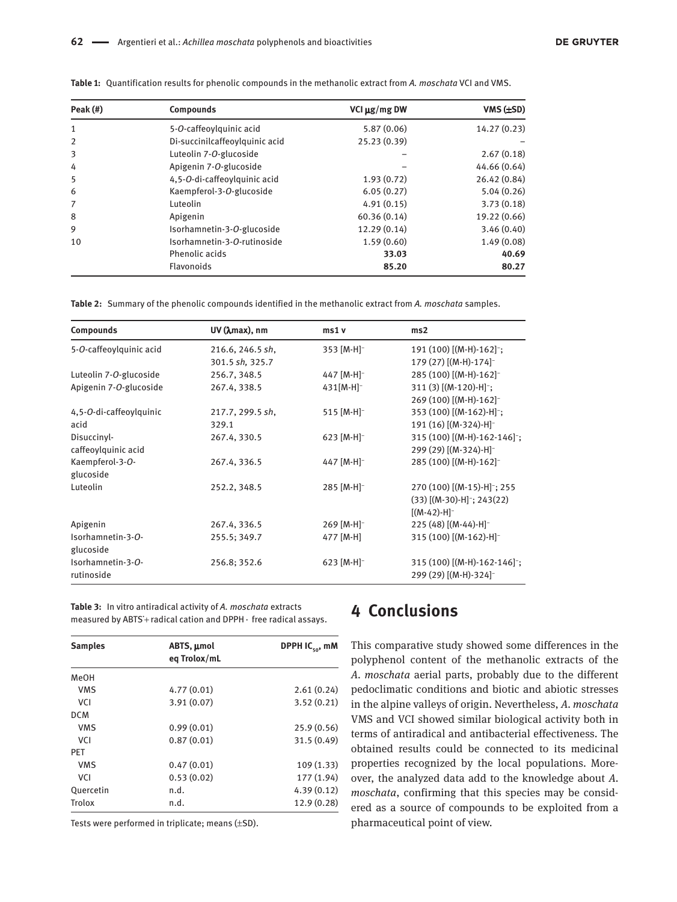**Table 1:** Quantification results for phenolic compounds in the methanolic extract from *A. moschata* VCI and VMS.

| Peak (#) | Compounds | VCI μg/mg DW | VMS (±SD) |
|---|---|---|---|
| 1 | 5-*O*-caffeoylquinic acid | 5.87 (0.06) | 14.27 (0.23) |
| 2 | Di-succinilcaffeoylquinic acid | 25.23 (0.39) | – |
| 3 | Luteolin 7-*O*-glucoside | – | 2.67 (0.18) |
| 4 | Apigenin 7-*O*-glucoside | – | 44.66 (0.64) |
| 5 | 4,5-*O*-di-caffeoylquinic acid | 1.93 (0.72) | 26.42 (0.84) |
| 6 | Kaempferol-3-*O*-glucoside | 6.05 (0.27) | 5.04 (0.26) |
| 7 | Luteolin | 4.91 (0.15) | 3.73 (0.18) |
| 8 | Apigenin | 60.36 (0.14) | 19.22 (0.66) |
| 9 | Isorhamnetin-3-*O*-glucoside | 12.29 (0.14) | 3.46 (0.40) |
| 10 | Isorhamnetin-3-*O*-rutinoside | 1.59 (0.60) | 1.49 (0.08) |
| | Phenolic acids | **33.03** | **40.69** |
| | Flavonoids | **85.20** | **80.27** |

**Table 2:** Summary of the phenolic compounds identified in the methanolic extract from *A. moschata* samples.

| Compounds | UV (λmax), nm | ms1 v | ms2 |
|---|---|---|---|
| 5-*O*-caffeoylquinic acid | 216.6, 246.5 *sh*, 301.5 *sh*, 325.7 | 353 $[M\text{-}H]^-$ | 191 (100) $[(M\text{-}H)\text{-}162]^-$; 179 (27) $[(M\text{-}H)\text{-}174]^-$ |
| Luteolin 7-*O*-glucoside | 256.7, 348.5 | 447 $[M\text{-}H]^-$ | 285 (100) $[(M\text{-}H)\text{-}162]^-$ |
| Apigenin 7-*O*-glucoside | 267.4, 338.5 | 431$[M\text{-}H]^-$ | 311 (3) $[(M\text{-}120)\text{-}H]^-$; 269 (100) $[(M\text{-}H)\text{-}162]^-$ |
| 4,5-*O*-di-caffeoylquinic acid | 217.7, 299.5 *sh*, 329.1 | 515 $[M\text{-}H]^-$ | 353 (100) $[(M\text{-}162)\text{-}H]^-$; 191 (16) $[(M\text{-}324)\text{-}H]^-$ |
| Disuccinyl-caffeoylquinic acid | 267.4, 330.5 | 623 $[M\text{-}H]^-$ | 315 (100) $[(M\text{-}H)\text{-}162\text{-}146]^-$; 299 (29) $[(M\text{-}324)\text{-}H]^-$ |
| Kaempferol-3-*O*-glucoside | 267.4, 336.5 | 447 $[M\text{-}H]^-$ | 285 (100) $[(M\text{-}H)\text{-}162]^-$ |
| Luteolin | 252.2, 348.5 | 285 $[M\text{-}H]^-$ | 270 (100) $[(M\text{-}15)\text{-}H]^-$; 255 (33) $[(M\text{-}30)\text{-}H]^-$; 243(22) $[(M\text{-}42)\text{-}H]^-$ |
| Apigenin | 267.4, 336.5 | 269 $[M\text{-}H]^-$ | 225 (48) $[(M\text{-}44)\text{-}H]^-$ |
| Isorhamnetin-3-*O*-glucoside | 255.5; 349.7 | 477 [M-H] | 315 (100) $[(M\text{-}162)\text{-}H]^-$ |
| Isorhamnetin-3-*O*-rutinoside | 256.8; 352.6 | 623 $[M\text{-}H]^-$ | 315 (100) $[(M\text{-}H)\text{-}162\text{-}146]^-$; 299 (29) $[(M\text{-}H)\text{-}324]^-$ |

**Table 3:** In vitro antiradical activity of *A. moschata* extracts measured by $ABTS^{\cdot +}$ radical cation and DPPH· free radical assays.

| Samples | ABTS, μmol eq Trolox/mL | DPPH $IC_{50}$, mM |
|---|---|---|
| MeOH | | |
| VMS | 4.77 (0.01) | 2.61 (0.24) |
| VCI | 3.91 (0.07) | 3.52 (0.21) |
| DCM | | |
| VMS | 0.99 (0.01) | 25.9 (0.56) |
| VCI | 0.87 (0.01) | 31.5 (0.49) |
| PET | | |
| VMS | 0.47 (0.01) | 109 (1.33) |
| VCI | 0.53 (0.02) | 177 (1.94) |
| Quercetin | n.d. | 4.39 (0.12) |
| Trolox | n.d. | 12.9 (0.28) |

Tests were performed in triplicate; means (±SD).

# 4 Conclusions

This comparative study showed some differences in the polyphenol content of the methanolic extracts of the *A. moschata* aerial parts, probably due to the different pedoclimatic conditions and biotic and abiotic stresses in the alpine valleys of origin. Nevertheless, *A. moschata* VMS and VCI showed similar biological activity both in terms of antiradical and antibacterial effectiveness. The obtained results could be connected to its medicinal properties recognized by the local populations. Moreover, the analyzed data add to the knowledge about *A. moschata*, confirming that this species may be considered as a source of compounds to be exploited from a pharmaceutical point of view.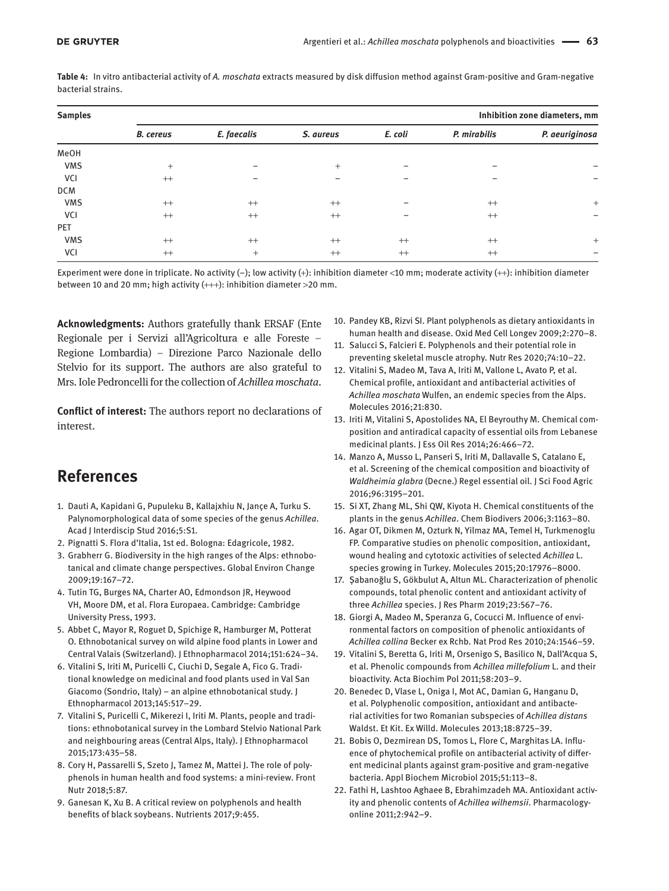**Table 4:** In vitro antibacterial activity of *A. moschata* extracts measured by disk diffusion method against Gram-positive and Gram-negative bacterial strains.

| Samples | Inhibition zone diameters, mm | | | | | |
|---|---|---|---|---|---|---|
| | *B. cereus* | *E. faecalis* | *S. aureus* | *E. coli* | *P. mirabilis* | *P. aeuriginosa* |
| MeOH | | | | | | |
| VMS | + | – | + | – | – | – |
| VCI | ++ | – | – | – | – | – |
| DCM | | | | | | |
| VMS | ++ | ++ | ++ | – | ++ | + |
| VCI | ++ | ++ | ++ | – | ++ | – |
| PET | | | | | | |
| VMS | ++ | ++ | ++ | ++ | ++ | + |
| VCI | ++ | + | ++ | ++ | ++ | – |

Experiment were done in triplicate. No activity (–); low activity (+): inhibition diameter <10 mm; moderate activity (++): inhibition diameter between 10 and 20 mm; high activity (+++): inhibition diameter >20 mm.

**Acknowledgments:** Authors gratefully thank ERSAF (Ente Regionale per i Servizi all'Agricoltura e alle Foreste – Regione Lombardia) – Direzione Parco Nazionale dello Stelvio for its support. The authors are also grateful to Mrs. Iole Pedroncelli for the collection of *Achillea moschata*.

**Conflict of interest:** The authors report no declarations of interest.

# References

1. Dauti A, Kapidani G, Pupuleku B, Kallajxhiu N, Jançe A, Turku S. Palynomorphological data of some species of the genus *Achillea*. Acad J Interdiscip Stud 2016;5:S1.
2. Pignatti S. Flora d'Italia, 1st ed. Bologna: Edagricole, 1982.
3. Grabherr G. Biodiversity in the high ranges of the Alps: ethnobotanical and climate change perspectives. Global Environ Change 2009;19:167–72.
4. Tutin TG, Burges NA, Charter AO, Edmondson JR, Heywood VH, Moore DM, et al. Flora Europaea. Cambridge: Cambridge University Press, 1993.
5. Abbet C, Mayor R, Roguet D, Spichige R, Hamburger M, Potterat O. Ethnobotanical survey on wild alpine food plants in Lower and Central Valais (Switzerland). J Ethnopharmacol 2014;151:624–34.
6. Vitalini S, Iriti M, Puricelli C, Ciuchi D, Segale A, Fico G. Traditional knowledge on medicinal and food plants used in Val San Giacomo (Sondrio, Italy) – an alpine ethnobotanical study. J Ethnopharmacol 2013;145:517–29.
7. Vitalini S, Puricelli C, Mikerezi I, Iriti M. Plants, people and traditions: ethnobotanical survey in the Lombard Stelvio National Park and neighbouring areas (Central Alps, Italy). J Ethnopharmacol 2015;173:435–58.
8. Cory H, Passarelli S, Szeto J, Tamez M, Mattei J. The role of polyphenols in human health and food systems: a mini-review. Front Nutr 2018;5:87.
9. Ganesan K, Xu B. A critical review on polyphenols and health benefits of black soybeans. Nutrients 2017;9:455.
10. Pandey KB, Rizvi SI. Plant polyphenols as dietary antioxidants in human health and disease. Oxid Med Cell Longev 2009;2:270–8.
11. Salucci S, Falcieri E. Polyphenols and their potential role in preventing skeletal muscle atrophy. Nutr Res 2020;74:10–22.
12. Vitalini S, Madeo M, Tava A, Iriti M, Vallone L, Avato P, et al. Chemical profile, antioxidant and antibacterial activities of *Achillea moschata* Wulfen, an endemic species from the Alps. Molecules 2016;21:830.
13. Iriti M, Vitalini S, Apostolides NA, El Beyrouthy M. Chemical composition and antiradical capacity of essential oils from Lebanese medicinal plants. J Ess Oil Res 2014;26:466–72.
14. Manzo A, Musso L, Panseri S, Iriti M, Dallavalle S, Catalano E, et al. Screening of the chemical composition and bioactivity of *Waldheimia glabra* (Decne.) Regel essential oil. J Sci Food Agric 2016;96:3195–201.
15. Si XT, Zhang ML, Shi QW, Kiyota H. Chemical constituents of the plants in the genus *Achillea*. Chem Biodivers 2006;3:1163–80.
16. Agar OT, Dikmen M, Ozturk N, Yilmaz MA, Temel H, Turkmenoglu FP. Comparative studies on phenolic composition, antioxidant, wound healing and cytotoxic activities of selected *Achillea* L. species growing in Turkey. Molecules 2015;20:17976–8000.
17. Şabanoğlu S, Gökbulut A, Altun ML. Characterization of phenolic compounds, total phenolic content and antioxidant activity of three *Achillea* species. J Res Pharm 2019;23:567–76.
18. Giorgi A, Madeo M, Speranza G, Cocucci M. Influence of environmental factors on composition of phenolic antioxidants of *Achillea collina* Becker ex Rchb. Nat Prod Res 2010;24:1546–59.
19. Vitalini S, Beretta G, Iriti M, Orsenigo S, Basilico N, Dall'Acqua S, et al. Phenolic compounds from *Achillea millefolium* L. and their bioactivity. Acta Biochim Pol 2011;58:203–9.
20. Benedec D, Vlase L, Oniga I, Mot AC, Damian G, Hanganu D, et al. Polyphenolic composition, antioxidant and antibacterial activities for two Romanian subspecies of *Achillea distans* Waldst. Et Kit. Ex Willd. Molecules 2013;18:8725–39.
21. Bobis O, Dezmirean DS, Tomos L, Flore C, Marghitas LA. Influence of phytochemical profile on antibacterial activity of different medicinal plants against gram-positive and gram-negative bacteria. Appl Biochem Microbiol 2015;51:113–8.
22. Fathi H, Lashtoo Aghaee B, Ebrahimzadeh MA. Antioxidant activity and phenolic contents of *Achillea wilhemsii*. Pharmacologyonline 2011;2:942–9.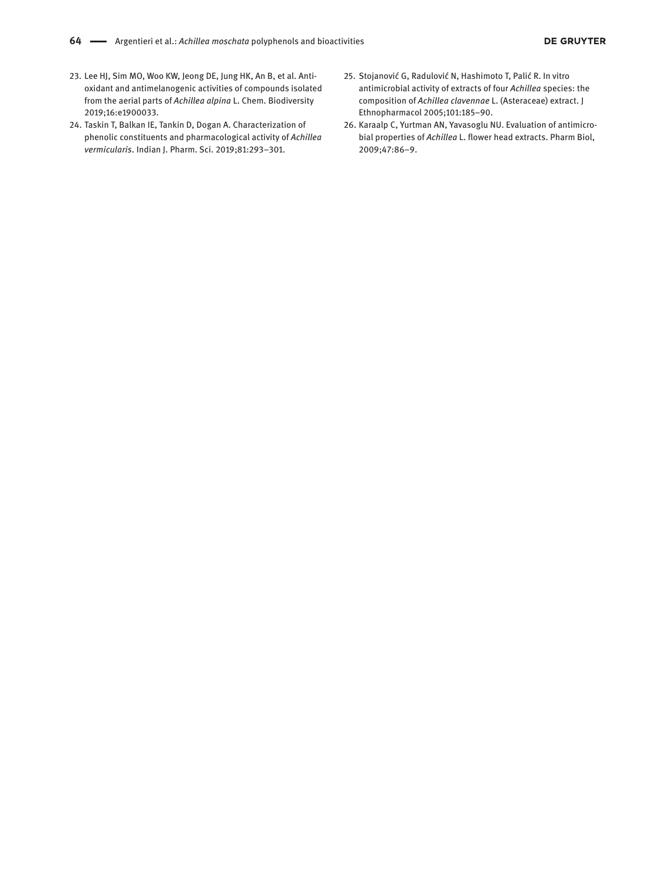23. Lee HJ, Sim MO, Woo KW, Jeong DE, Jung HK, An B, et al. Antioxidant and antimelanogenic activities of compounds isolated from the aerial parts of *Achillea alpina* L. Chem. Biodiversity 2019;16:e1900033.
24. Taskin T, Balkan IE, Tankin D, Dogan A. Characterization of phenolic constituents and pharmacological activity of *Achillea vermicularis*. Indian J. Pharm. Sci. 2019;81:293–301.
25. Stojanović G, Radulović N, Hashimoto T, Palić R. In vitro antimicrobial activity of extracts of four *Achillea* species: the composition of *Achillea clavennae* L. (Asteraceae) extract. J Ethnopharmacol 2005;101:185–90.
26. Karaalp C, Yurtman AN, Yavasoglu NU. Evaluation of antimicrobial properties of *Achillea* L. flower head extracts. Pharm Biol, 2009;47:86–9.